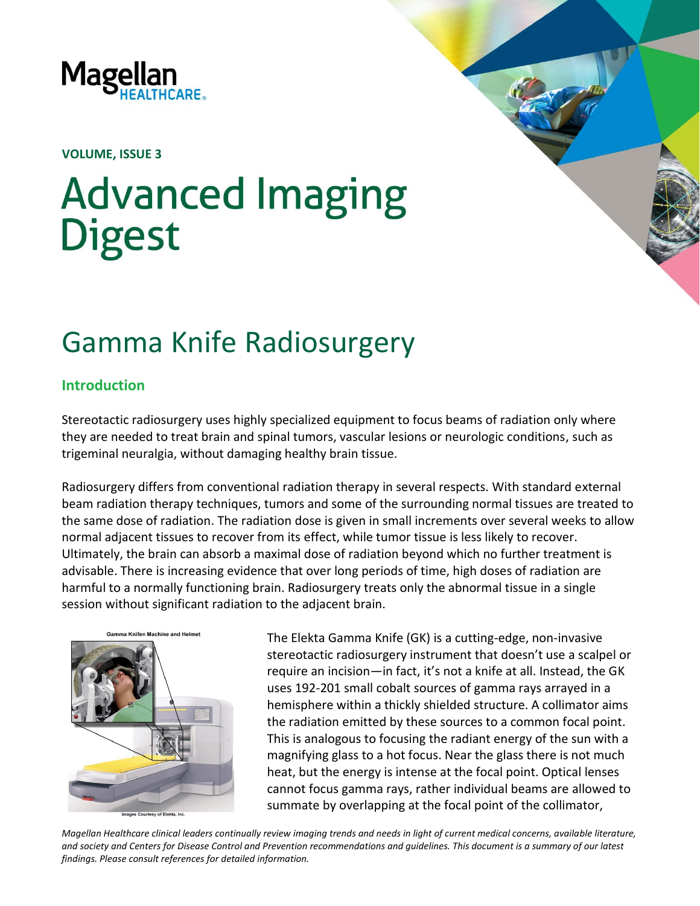Magellan HEALTHCARE

**VOLUME, ISSUE 3**

# Advanced Imaging Digest

## Gamma Knife Radiosurgery

### Introduction

Stereotactic radiosurgery uses highly specialized equipment to focus beams of radiation only where they are needed to treat brain and spinal tumors, vascular lesions or neurologic conditions, such as trigeminal neuralgia, without damaging healthy brain tissue.

Radiosurgery differs from conventional radiation therapy in several respects. With standard external beam radiation therapy techniques, tumors and some of the surrounding normal tissues are treated to the same dose of radiation. The radiation dose is given in small increments over several weeks to allow normal adjacent tissues to recover from its effect, while tumor tissue is less likely to recover. Ultimately, the brain can absorb a maximal dose of radiation beyond which no further treatment is advisable. There is increasing evidence that over long periods of time, high doses of radiation are harmful to a normally functioning brain. Radiosurgery treats only the abnormal tissue in a single session without significant radiation to the adjacent brain.

Gamma Knife® Machine and Helmet

Images Courtesy of Elekta, Inc.

The Elekta Gamma Knife (GK) is a cutting-edge, non-invasive stereotactic radiosurgery instrument that doesn't use a scalpel or require an incision—in fact, it's not a knife at all. Instead, the GK uses 192-201 small cobalt sources of gamma rays arrayed in a hemisphere within a thickly shielded structure. A collimator aims the radiation emitted by these sources to a common focal point. This is analogous to focusing the radiant energy of the sun with a magnifying glass to a hot focus. Near the glass there is not much heat, but the energy is intense at the focal point. Optical lenses cannot focus gamma rays, rather individual beams are allowed to summate by overlapping at the focal point of the collimator,

*Magellan Healthcare clinical leaders continually review imaging trends and needs in light of current medical concerns, available literature, and society and Centers for Disease Control and Prevention recommendations and guidelines. This document is a summary of our latest findings. Please consult references for detailed information.*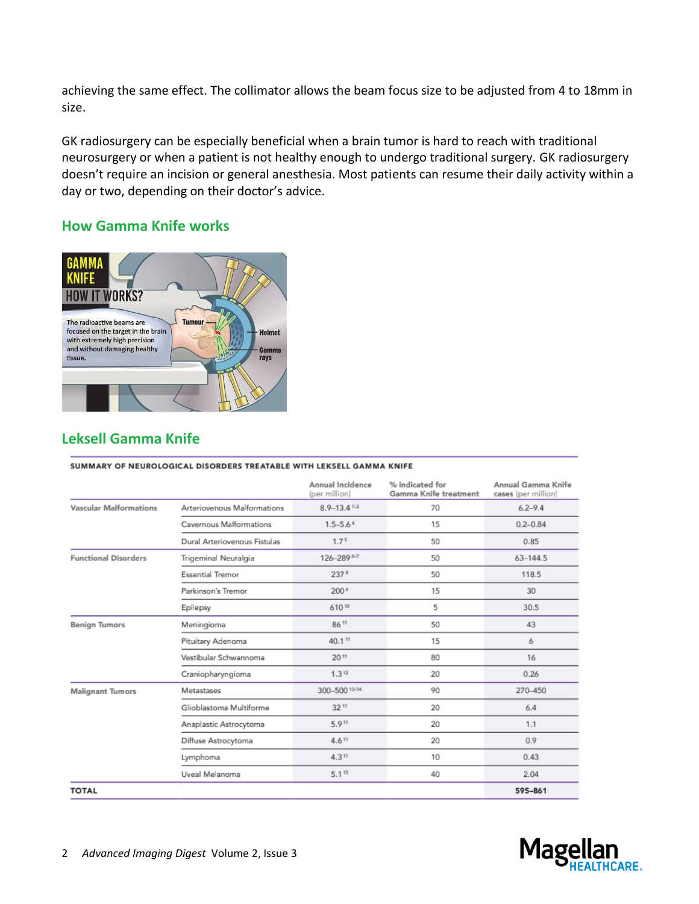achieving the same effect. The collimator allows the beam focus size to be adjusted from 4 to 18mm in size.

GK radiosurgery can be especially beneficial when a brain tumor is hard to reach with traditional neurosurgery or when a patient is not healthy enough to undergo traditional surgery. GK radiosurgery doesn't require an incision or general anesthesia. Most patients can resume their daily activity within a day or two, depending on their doctor's advice.

## How Gamma Knife works

GAMMA KNIFE
HOW IT WORKS?

The radioactive beams are focused on the target in the brain with extremely high precision and without damaging healthy tissue.

Tumour
Helmet
Gamma rays

## Leksell Gamma Knife

**SUMMARY OF NEUROLOGICAL DISORDERS TREATABLE WITH LEKSELL GAMMA KNIFE**

| | | Annual Incidence (per million) | % indicated for Gamma Knife treatment | Annual Gamma Knife cases (per million) |
|---|---|---|---|---|
| Vascular Malformations | Arteriovenous Malformations | 8.9–13.4 [1-3] | 70 | 6.2–9.4 |
| | Cavernous Malformations | 1.5–5.6 [4] | 15 | 0.2–0.84 |
| | Dural Arteriovenous Fistulas | 1.7 [5] | 50 | 0.85 |
| Functional Disorders | Trigeminal Neuralgia | 126–289 [6-7] | 50 | 63–144.5 |
| | Essential Tremor | 237 [8] | 50 | 118.5 |
| | Parkinson's Tremor | 200 [9] | 15 | 30 |
| | Epilepsy | 610 [10] | 5 | 30.5 |
| Benign Tumors | Meningioma | 86 [11] | 50 | 43 |
| | Pituitary Adenoma | 40.1 [11] | 15 | 6 |
| | Vestibular Schwannoma | 20 [11] | 80 | 16 |
| | Craniopharyngioma | 1.3 [12] | 20 | 0.26 |
| Malignant Tumors | Metastases | 300–500 [13-14] | 90 | 270–450 |
| | Glioblastoma Multiforme | 32 [11] | 20 | 6.4 |
| | Anaplastic Astrocytoma | 5.9 [11] | 20 | 1.1 |
| | Diffuse Astrocytoma | 4.6 [11] | 20 | 0.9 |
| | Lymphoma | 4.3 [11] | 10 | 0.43 |
| | Uveal Melanoma | 5.1 [15] | 40 | 2.04 |
| **TOTAL** | | | | **595–861** |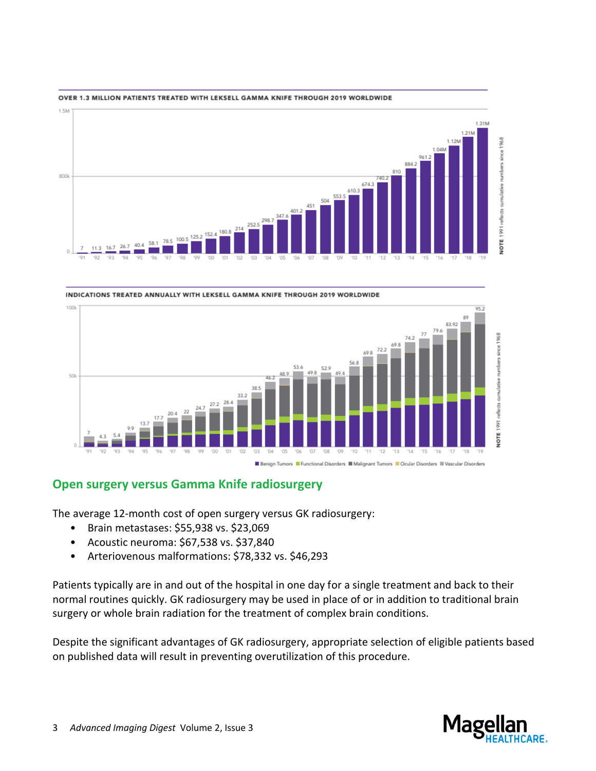OVER 1.3 MILLION PATIENTS TREATED WITH LEKSELL GAMMA KNIFE THROUGH 2019 WORLDWIDE

1.5M

800k

0

7 11.3 16.7 26.7 40.4 58.1 78.5 100.5 125.2 152.4 180.8 214 252.5 298.7 347.6 401.2 451 504 553.5 610.3 674.3 740.2 810 884.2 961.2 1.04M 1.12M 1.21M 1.31M

'91 '92 '93 '94 '95 '96 '97 '98 '99 '00 '01 '02 '03 '04 '05 '06 '07 '08 '09 '10 '11 '12 '13 '14 '15 '16 '17 '18 '19

NOTE 1991 reflects cumulative numbers since 1968

INDICATIONS TREATED ANNUALLY WITH LEKSELL GAMMA KNIFE THROUGH 2019 WORLDWIDE

100k

50k

0

7 4.3 5.4 9.9 13.7 17.7 20.4 22 24.7 27.2 28.4 33.2 38.5 46.2 48.9 53.6 49.8 52.9 49.4 56.8 69.8 72.2 69.8 74.2 77 79.6 83.92 89 95.2

'91 '92 '93 '94 '95 '96 '97 '98 '99 '00 '01 '02 '03 '04 '05 '06 '07 '08 '09 '10 '11 '12 '13 '14 '15 '16 '17 '18 '19

Benign Tumors Functional Disorders Malignant Tumors Ocular Disorders Vascular Disorders

NOTE 1991 reflects cumulative numbers since 1968

## Open surgery versus Gamma Knife radiosurgery

The average 12-month cost of open surgery versus GK radiosurgery:

- Brain metastases: $55,938 vs. $23,069
- Acoustic neuroma: $67,538 vs. $37,840
- Arteriovenous malformations: $78,332 vs. $46,293

Patients typically are in and out of the hospital in one day for a single treatment and back to their normal routines quickly. GK radiosurgery may be used in place of or in addition to traditional brain surgery or whole brain radiation for the treatment of complex brain conditions.

Despite the significant advantages of GK radiosurgery, appropriate selection of eligible patients based on published data will result in preventing overutilization of this procedure.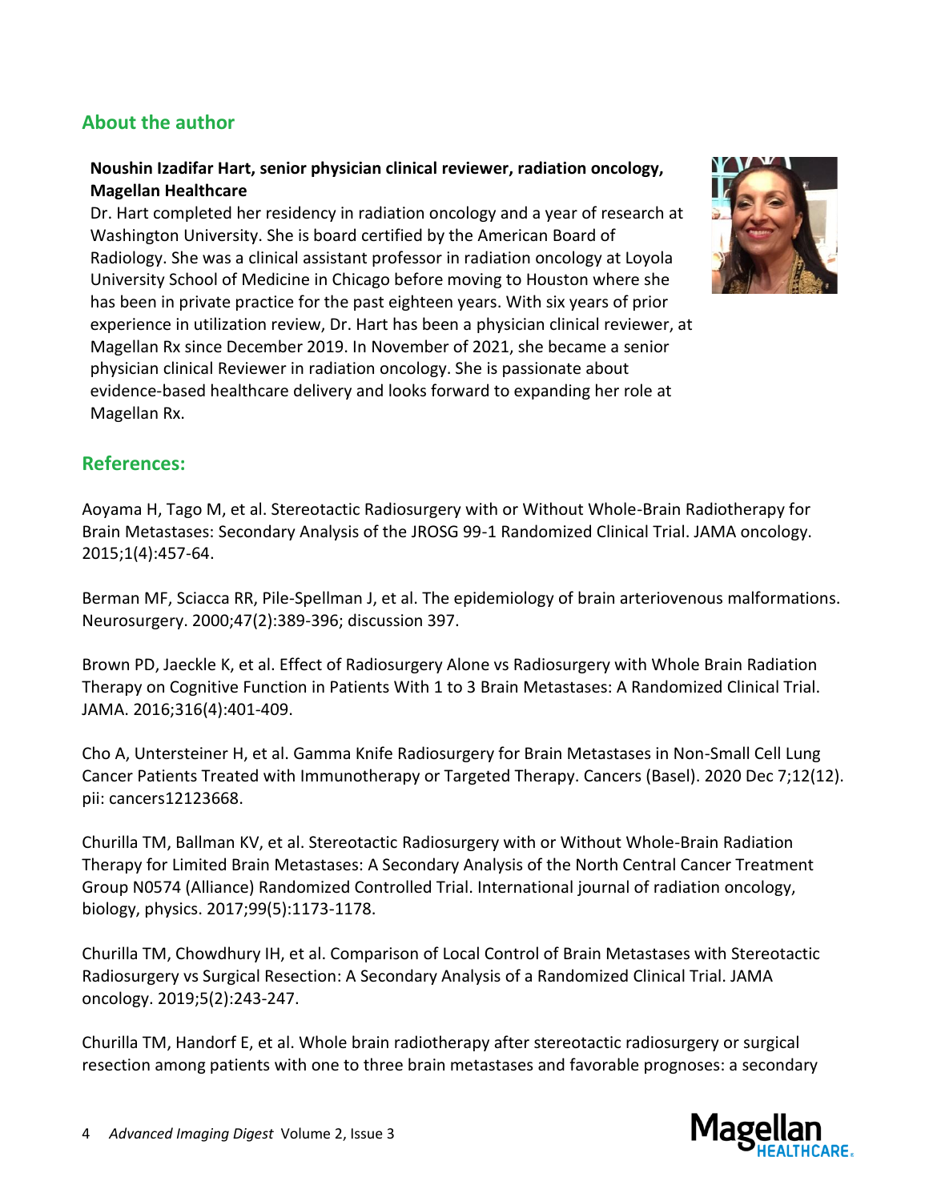## About the author

**Noushin Izadifar Hart, senior physician clinical reviewer, radiation oncology, Magellan Healthcare**

Dr. Hart completed her residency in radiation oncology and a year of research at Washington University. She is board certified by the American Board of Radiology. She was a clinical assistant professor in radiation oncology at Loyola University School of Medicine in Chicago before moving to Houston where she has been in private practice for the past eighteen years. With six years of prior experience in utilization review, Dr. Hart has been a physician clinical reviewer, at Magellan Rx since December 2019. In November of 2021, she became a senior physician clinical Reviewer in radiation oncology. She is passionate about evidence-based healthcare delivery and looks forward to expanding her role at Magellan Rx.

## References:

Aoyama H, Tago M, et al. Stereotactic Radiosurgery with or Without Whole-Brain Radiotherapy for Brain Metastases: Secondary Analysis of the JROSG 99-1 Randomized Clinical Trial. JAMA oncology. 2015;1(4):457-64.

Berman MF, Sciacca RR, Pile-Spellman J, et al. The epidemiology of brain arteriovenous malformations. Neurosurgery. 2000;47(2):389-396; discussion 397.

Brown PD, Jaeckle K, et al. Effect of Radiosurgery Alone vs Radiosurgery with Whole Brain Radiation Therapy on Cognitive Function in Patients With 1 to 3 Brain Metastases: A Randomized Clinical Trial. JAMA. 2016;316(4):401-409.

Cho A, Untersteiner H, et al. Gamma Knife Radiosurgery for Brain Metastases in Non-Small Cell Lung Cancer Patients Treated with Immunotherapy or Targeted Therapy. Cancers (Basel). 2020 Dec 7;12(12). pii: cancers12123668.

Churilla TM, Ballman KV, et al. Stereotactic Radiosurgery with or Without Whole-Brain Radiation Therapy for Limited Brain Metastases: A Secondary Analysis of the North Central Cancer Treatment Group N0574 (Alliance) Randomized Controlled Trial. International journal of radiation oncology, biology, physics. 2017;99(5):1173-1178.

Churilla TM, Chowdhury IH, et al. Comparison of Local Control of Brain Metastases with Stereotactic Radiosurgery vs Surgical Resection: A Secondary Analysis of a Randomized Clinical Trial. JAMA oncology. 2019;5(2):243-247.

Churilla TM, Handorf E, et al. Whole brain radiotherapy after stereotactic radiosurgery or surgical resection among patients with one to three brain metastases and favorable prognoses: a secondary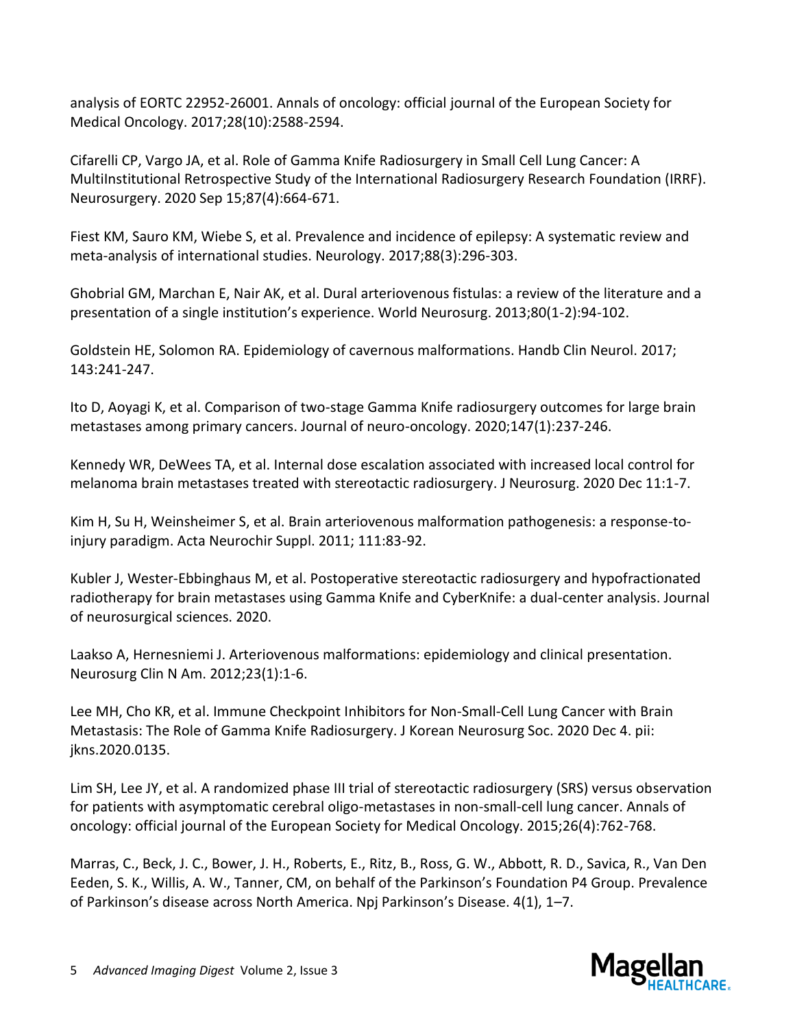analysis of EORTC 22952-26001. Annals of oncology: official journal of the European Society for Medical Oncology. 2017;28(10):2588-2594.

Cifarelli CP, Vargo JA, et al. Role of Gamma Knife Radiosurgery in Small Cell Lung Cancer: A MultiInstitutional Retrospective Study of the International Radiosurgery Research Foundation (IRRF). Neurosurgery. 2020 Sep 15;87(4):664-671.

Fiest KM, Sauro KM, Wiebe S, et al. Prevalence and incidence of epilepsy: A systematic review and meta-analysis of international studies. Neurology. 2017;88(3):296-303.

Ghobrial GM, Marchan E, Nair AK, et al. Dural arteriovenous fistulas: a review of the literature and a presentation of a single institution's experience. World Neurosurg. 2013;80(1-2):94-102.

Goldstein HE, Solomon RA. Epidemiology of cavernous malformations. Handb Clin Neurol. 2017; 143:241-247.

Ito D, Aoyagi K, et al. Comparison of two-stage Gamma Knife radiosurgery outcomes for large brain metastases among primary cancers. Journal of neuro-oncology. 2020;147(1):237-246.

Kennedy WR, DeWees TA, et al. Internal dose escalation associated with increased local control for melanoma brain metastases treated with stereotactic radiosurgery. J Neurosurg. 2020 Dec 11:1-7.

Kim H, Su H, Weinsheimer S, et al. Brain arteriovenous malformation pathogenesis: a response-to-injury paradigm. Acta Neurochir Suppl. 2011; 111:83-92.

Kubler J, Wester-Ebbinghaus M, et al. Postoperative stereotactic radiosurgery and hypofractionated radiotherapy for brain metastases using Gamma Knife and CyberKnife: a dual-center analysis. Journal of neurosurgical sciences. 2020.

Laakso A, Hernesniemi J. Arteriovenous malformations: epidemiology and clinical presentation. Neurosurg Clin N Am. 2012;23(1):1-6.

Lee MH, Cho KR, et al. Immune Checkpoint Inhibitors for Non-Small-Cell Lung Cancer with Brain Metastasis: The Role of Gamma Knife Radiosurgery. J Korean Neurosurg Soc. 2020 Dec 4. pii: jkns.2020.0135.

Lim SH, Lee JY, et al. A randomized phase III trial of stereotactic radiosurgery (SRS) versus observation for patients with asymptomatic cerebral oligo-metastases in non-small-cell lung cancer. Annals of oncology: official journal of the European Society for Medical Oncology. 2015;26(4):762-768.

Marras, C., Beck, J. C., Bower, J. H., Roberts, E., Ritz, B., Ross, G. W., Abbott, R. D., Savica, R., Van Den Eeden, S. K., Willis, A. W., Tanner, CM, on behalf of the Parkinson's Foundation P4 Group. Prevalence of Parkinson's disease across North America. Npj Parkinson's Disease. 4(1), 1–7.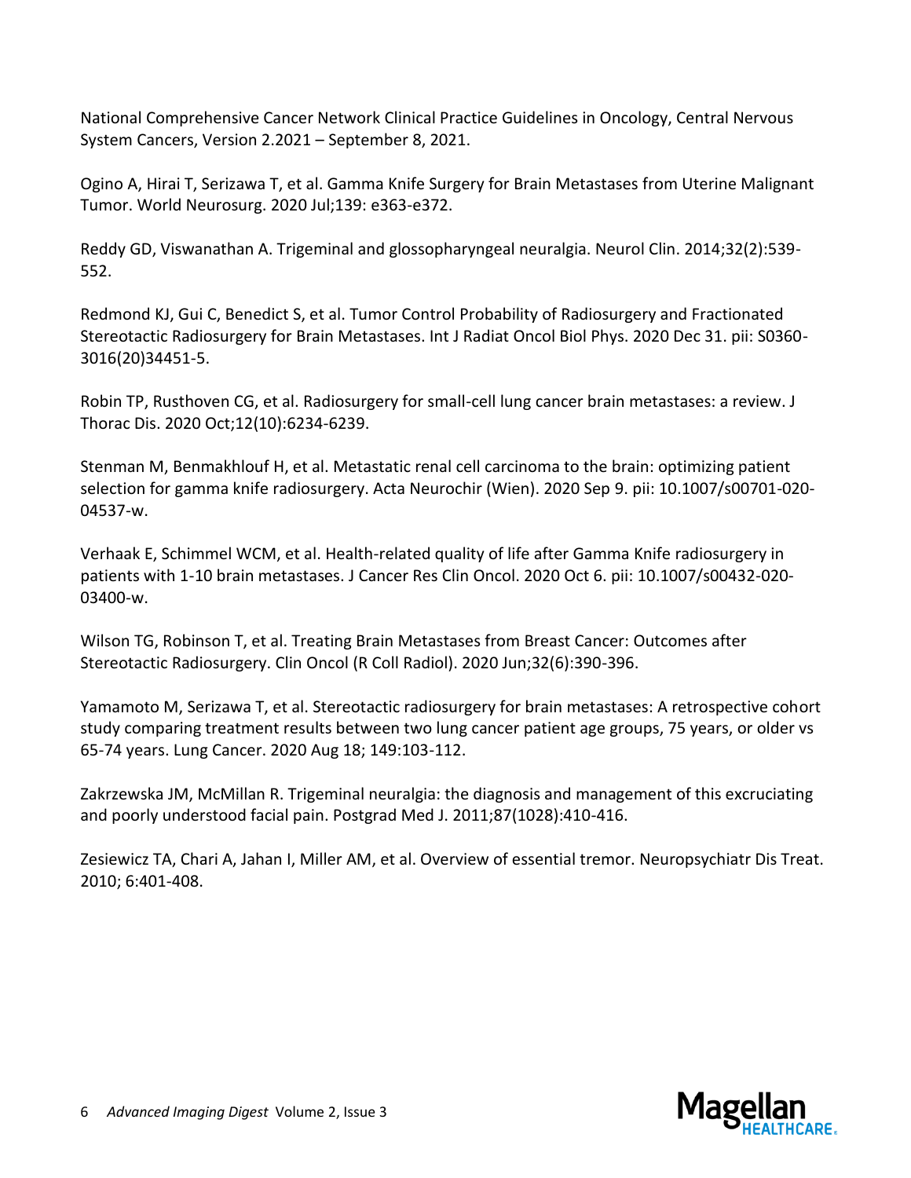National Comprehensive Cancer Network Clinical Practice Guidelines in Oncology, Central Nervous System Cancers, Version 2.2021 – September 8, 2021.

Ogino A, Hirai T, Serizawa T, et al. Gamma Knife Surgery for Brain Metastases from Uterine Malignant Tumor. World Neurosurg. 2020 Jul;139: e363-e372.

Reddy GD, Viswanathan A. Trigeminal and glossopharyngeal neuralgia. Neurol Clin. 2014;32(2):539-552.

Redmond KJ, Gui C, Benedict S, et al. Tumor Control Probability of Radiosurgery and Fractionated Stereotactic Radiosurgery for Brain Metastases. Int J Radiat Oncol Biol Phys. 2020 Dec 31. pii: S0360-3016(20)34451-5.

Robin TP, Rusthoven CG, et al. Radiosurgery for small-cell lung cancer brain metastases: a review. J Thorac Dis. 2020 Oct;12(10):6234-6239.

Stenman M, Benmakhlouf H, et al. Metastatic renal cell carcinoma to the brain: optimizing patient selection for gamma knife radiosurgery. Acta Neurochir (Wien). 2020 Sep 9. pii: 10.1007/s00701-020-04537-w.

Verhaak E, Schimmel WCM, et al. Health-related quality of life after Gamma Knife radiosurgery in patients with 1-10 brain metastases. J Cancer Res Clin Oncol. 2020 Oct 6. pii: 10.1007/s00432-020-03400-w.

Wilson TG, Robinson T, et al. Treating Brain Metastases from Breast Cancer: Outcomes after Stereotactic Radiosurgery. Clin Oncol (R Coll Radiol). 2020 Jun;32(6):390-396.

Yamamoto M, Serizawa T, et al. Stereotactic radiosurgery for brain metastases: A retrospective cohort study comparing treatment results between two lung cancer patient age groups, 75 years, or older vs 65-74 years. Lung Cancer. 2020 Aug 18; 149:103-112.

Zakrzewska JM, McMillan R. Trigeminal neuralgia: the diagnosis and management of this excruciating and poorly understood facial pain. Postgrad Med J. 2011;87(1028):410-416.

Zesiewicz TA, Chari A, Jahan I, Miller AM, et al. Overview of essential tremor. Neuropsychiatr Dis Treat. 2010; 6:401-408.